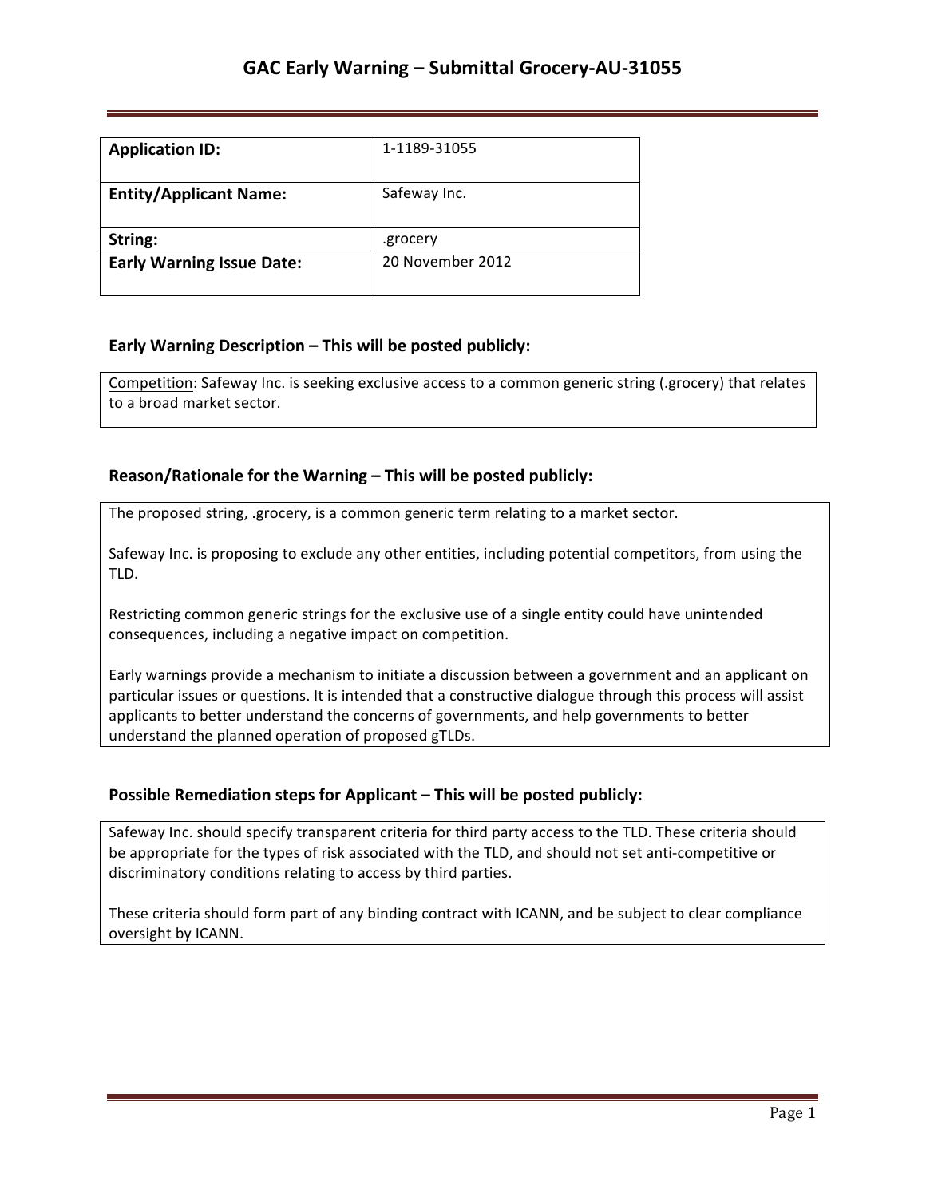# GAC Early Warning – Submittal Grocery-AU-31055

| | |
|---|---|
| **Application ID:** | 1-1189-31055 |
| **Entity/Applicant Name:** | Safeway Inc. |
| **String:** | .grocery |
| **Early Warning Issue Date:** | 20 November 2012 |

### Early Warning Description – This will be posted publicly:

Competition: Safeway Inc. is seeking exclusive access to a common generic string (.grocery) that relates to a broad market sector.

### Reason/Rationale for the Warning – This will be posted publicly:

The proposed string, .grocery, is a common generic term relating to a market sector.

Safeway Inc. is proposing to exclude any other entities, including potential competitors, from using the TLD.

Restricting common generic strings for the exclusive use of a single entity could have unintended consequences, including a negative impact on competition.

Early warnings provide a mechanism to initiate a discussion between a government and an applicant on particular issues or questions. It is intended that a constructive dialogue through this process will assist applicants to better understand the concerns of governments, and help governments to better understand the planned operation of proposed gTLDs.

### Possible Remediation steps for Applicant – This will be posted publicly:

Safeway Inc. should specify transparent criteria for third party access to the TLD. These criteria should be appropriate for the types of risk associated with the TLD, and should not set anti-competitive or discriminatory conditions relating to access by third parties.

These criteria should form part of any binding contract with ICANN, and be subject to clear compliance oversight by ICANN.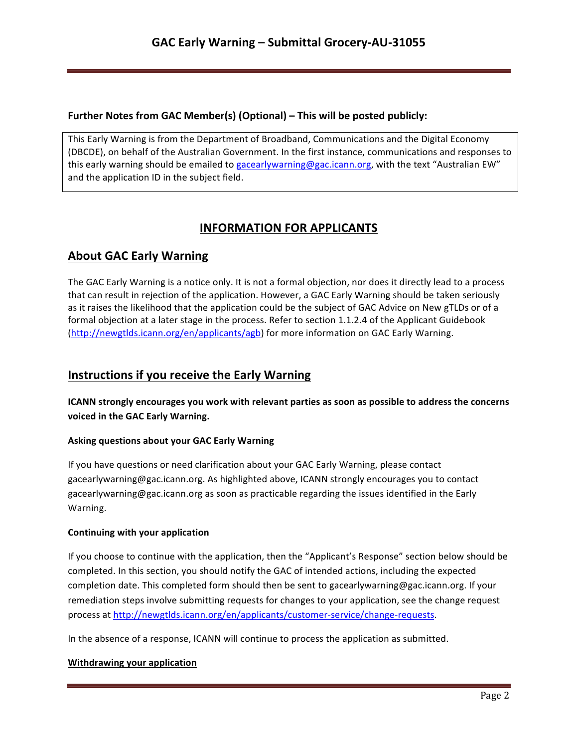**Further Notes from GAC Member(s) (Optional) – This will be posted publicly:**

This Early Warning is from the Department of Broadband, Communications and the Digital Economy (DBCDE), on behalf of the Australian Government. In the first instance, communications and responses to this early warning should be emailed to gacearlywarning@gac.icann.org, with the text "Australian EW" and the application ID in the subject field.

# INFORMATION FOR APPLICANTS

## About GAC Early Warning

The GAC Early Warning is a notice only. It is not a formal objection, nor does it directly lead to a process that can result in rejection of the application. However, a GAC Early Warning should be taken seriously as it raises the likelihood that the application could be the subject of GAC Advice on New gTLDs or of a formal objection at a later stage in the process. Refer to section 1.1.2.4 of the Applicant Guidebook (http://newgtlds.icann.org/en/applicants/agb) for more information on GAC Early Warning.

## Instructions if you receive the Early Warning

**ICANN strongly encourages you work with relevant parties as soon as possible to address the concerns voiced in the GAC Early Warning.**

#### Asking questions about your GAC Early Warning

If you have questions or need clarification about your GAC Early Warning, please contact gacearlywarning@gac.icann.org. As highlighted above, ICANN strongly encourages you to contact gacearlywarning@gac.icann.org as soon as practicable regarding the issues identified in the Early Warning.

#### Continuing with your application

If you choose to continue with the application, then the "Applicant's Response" section below should be completed. In this section, you should notify the GAC of intended actions, including the expected completion date. This completed form should then be sent to gacearlywarning@gac.icann.org. If your remediation steps involve submitting requests for changes to your application, see the change request process at http://newgtlds.icann.org/en/applicants/customer-service/change-requests.

In the absence of a response, ICANN will continue to process the application as submitted.

#### Withdrawing your application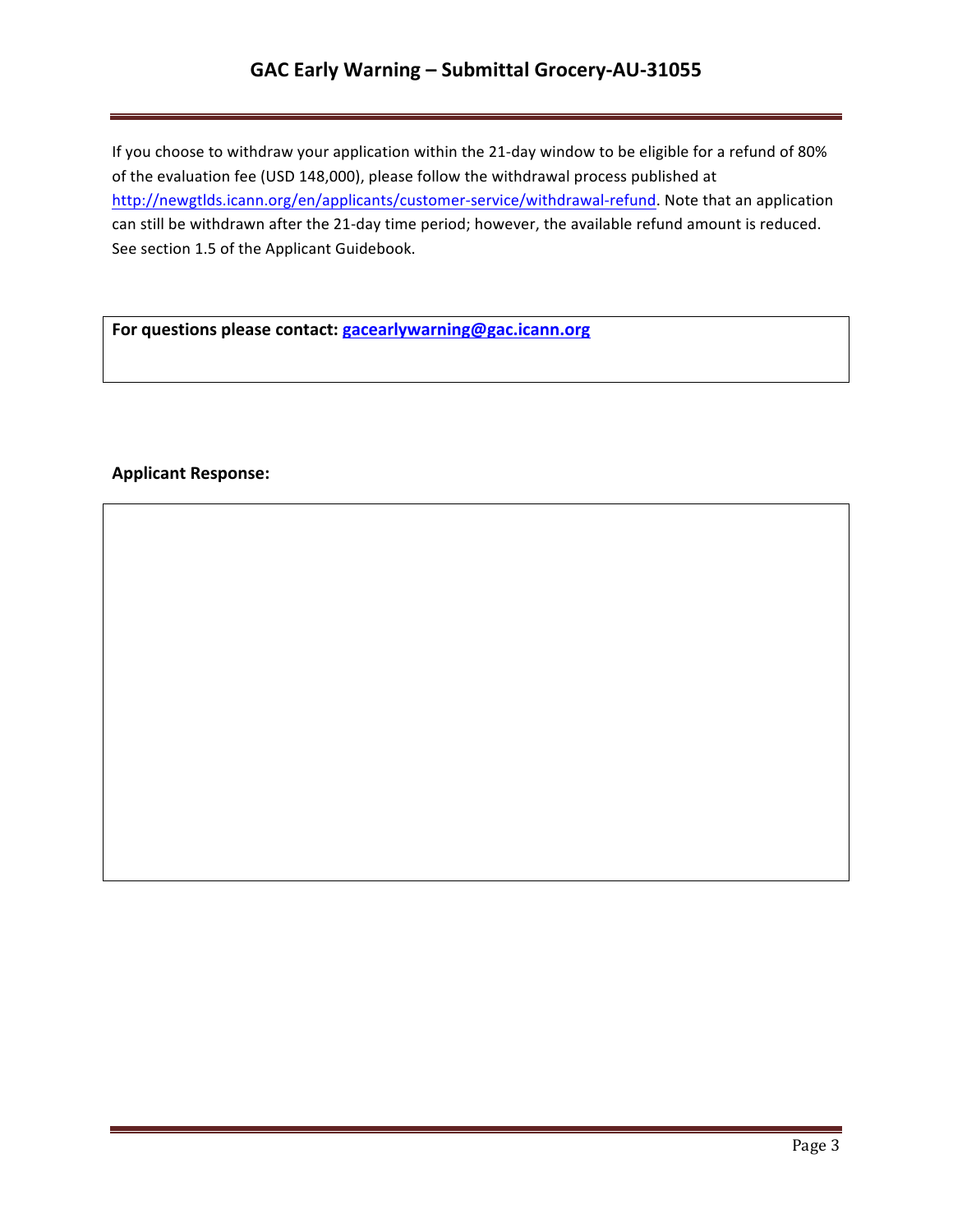If you choose to withdraw your application within the 21-day window to be eligible for a refund of 80% of the evaluation fee (USD 148,000), please follow the withdrawal process published at http://newgtlds.icann.org/en/applicants/customer-service/withdrawal-refund. Note that an application can still be withdrawn after the 21-day time period; however, the available refund amount is reduced. See section 1.5 of the Applicant Guidebook.

**For questions please contact: gacearlywarning@gac.icann.org**

**Applicant Response:**